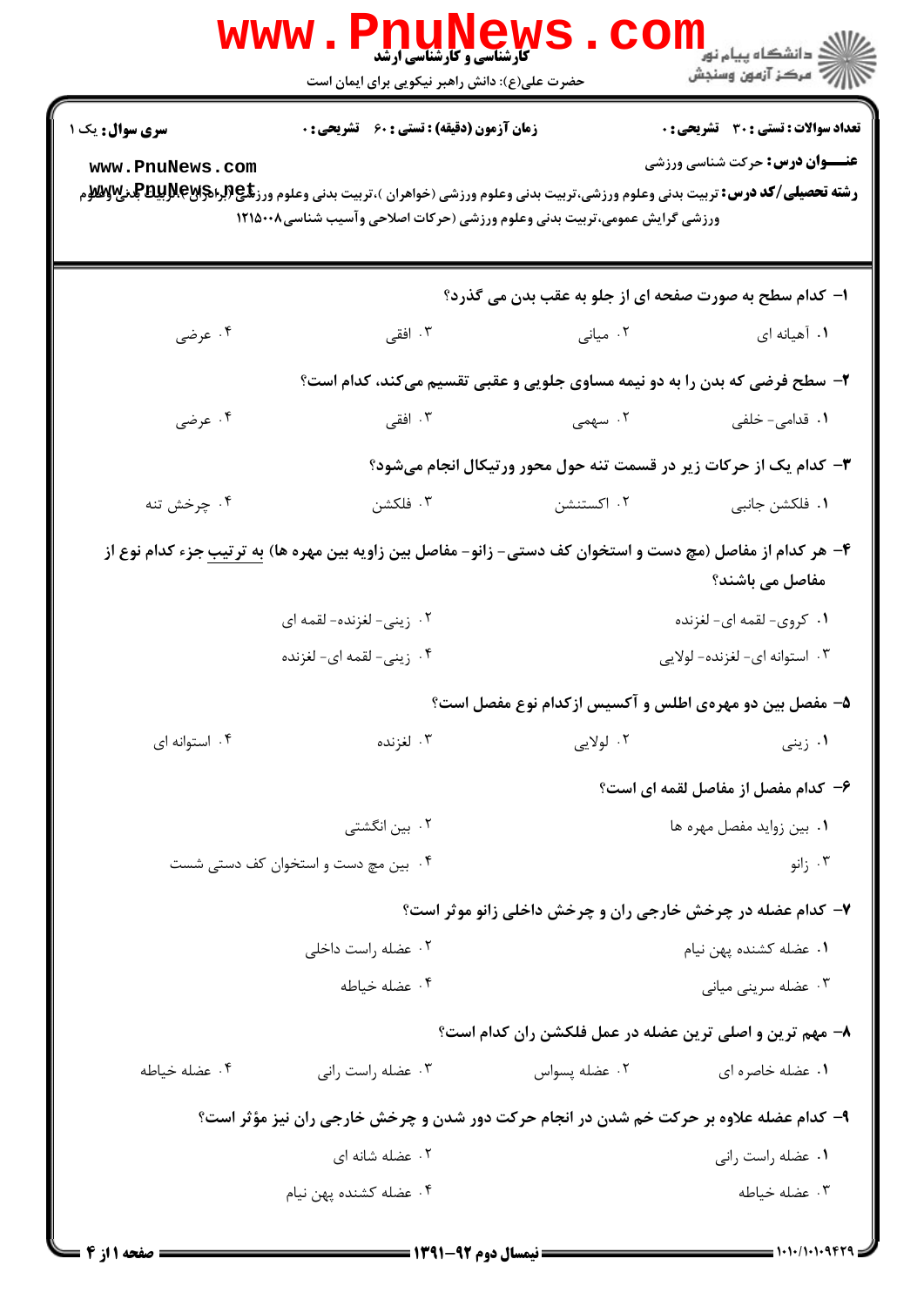کارشناسی و کارشناسی ارشد

حضرت علی(ع): دانش راهبر نیکویی برای ایمان است

دانشگاه پیام نور
مرکز آزمون وسنجش

**سری سوال:** یک ۱ | **زمان آزمون (دقیقه) : تستی : ۶۰ تشریحی : ۰** | **تعداد سوالات : تستی : ۳۰ تشریحی : ۰**

**عنـــوان درس:** حرکت شناسی ورزشی

**رشته تحصیلی/کد درس:** تربیت بدنی وعلوم ورزشی،تربیت بدنی وعلوم ورزشی (خواهران )،تربیت بدنی وعلوم ورزشی (برادران )،تربیت بدنی وعلوم ورزشی گرایش عمومی،تربیت بدنی وعلوم ورزشی (حرکات اصلاحی وآسیب شناسی۱۲۱۵۰۰۸

۱- کدام سطح به صورت صفحه ای از جلو به عقب بدن می گذرد؟

۱. آهیانه ای
۲. میانی
۳. افقی
۴. عرضی

۲- سطح فرضی که بدن را به دو نیمه مساوی جلویی و عقبی تقسیم می‌کند، کدام است؟

۱. قدامی- خلفی
۲. سهمی
۳. افقی
۴. عرضی

۳- کدام یک از حرکات زیر در قسمت تنه حول محور ورتیکال انجام می‌شود؟

۱. فلکشن جانبی
۲. اکستنشن
۳. فلکشن
۴. چرخش تنه

۴- هر کدام از مفاصل (مچ دست و استخوان کف دستی- زانو- مفاصل بین زاویه بین مهره ها) به ترتیب جزء کدام نوع از مفاصل می باشند؟

۱. کروی- لقمه ای- لغزنده
۲. زینی- لغزنده- لقمه ای
۳. استوانه ای- لغزنده- لولایی
۴. زینی- لقمه ای- لغزنده

۵- مفصل بین دو مهره‌ی اطلس و آکسیس ازکدام نوع مفصل است؟

۱. زینی
۲. لولایی
۳. لغزنده
۴. استوانه ای

۶- کدام مفصل از مفاصل لقمه ای است؟

۱. بین زواید مفصل مهره ها
۲. بین انگشتی
۳. زانو
۴. بین مچ دست و استخوان کف دستی شست

۷- کدام عضله در چرخش خارجی ران و چرخش داخلی زانو موثر است؟

۱. عضله کشنده پهن نیام
۲. عضله راست داخلی
۳. عضله سرینی میانی
۴. عضله خیاطه

۸- مهم ترین و اصلی ترین عضله در عمل فلکشن ران کدام است؟

۱. عضله خاصره ای
۲. عضله پسواس
۳. عضله راست رانی
۴. عضله خیاطه

۹- کدام عضله علاوه بر حرکت خم شدن در انجام حرکت دور شدن و چرخش خارجی ران نیز مؤثر است؟

۱. عضله راست رانی
۲. عضله شانه ای
۳. عضله خیاطه
۴. عضله کشنده پهن نیام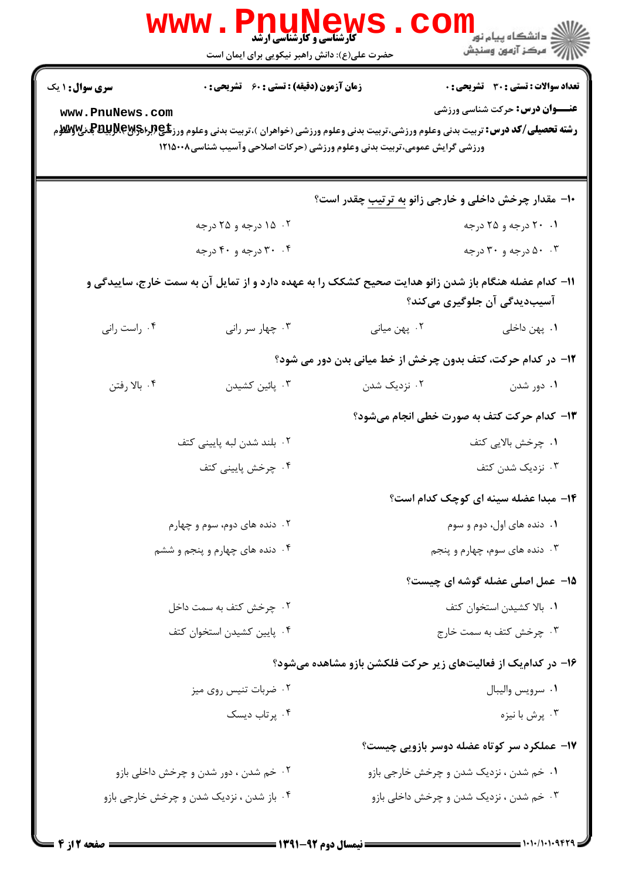**سری سؤال:** ۱ یک

**زمان آزمون (دقیقه):** تستی: ۶۰ تشریحی: ۰

**تعداد سوالات:** تستی: ۳۰ تشریحی: ۰

**عنـــوان درس:** حرکت شناسی ورزشی

**رشته تحصیلی/کد درس:** تربیت بدنی وعلوم ورزشی،تربیت بدنی وعلوم ورزشی (خواهران )،تربیت بدنی وعلوم ورزشی (برادران )،تربیت بدنی وعلوم ورزشی گرایش عمومی،تربیت بدنی وعلوم ورزشی (حرکات اصلاحی وآسیب شناسی۱۲۱۵۰۰۸

۱۰- مقدار چرخش داخلی و خارجی زانو به ترتیب چقدر است؟

۱. ۲۰ درجه و ۲۵ درجه
۲. ۱۵ درجه و ۲۵ درجه
۳. ۵۰ درجه و ۳۰ درجه
۴. ۳۰ درجه و ۴۰ درجه

۱۱- کدام عضله هنگام باز شدن زانو هدایت صحیح کشکک را به عهده دارد و از تمایل آن به سمت خارج، ساییدگی و آسیب‌دیدگی آن جلوگیری می‌کند؟

۱. پهن داخلی
۲. پهن میانی
۳. چهار سر رانی
۴. راست رانی

۱۲- در کدام حرکت، کتف بدون چرخش از خط میانی بدن دور می شود؟

۱. دور شدن
۲. نزدیک شدن
۳. پائین کشیدن
۴. بالا رفتن

۱۳- کدام حرکت کتف به صورت خطی انجام می‌شود؟

۱. چرخش بالایی کتف
۲. بلند شدن لبه پایینی کتف
۳. نزدیک شدن کتف
۴. چرخش پایینی کتف

۱۴- مبدا عضله سینه ای کوچک کدام است؟

۱. دنده های اول، دوم و سوم
۲. دنده های دوم، سوم و چهارم
۳. دنده های سوم، چهارم و پنجم
۴. دنده های چهارم و پنجم و ششم

۱۵- عمل اصلی عضله گوشه ای چیست؟

۱. بالا کشیدن استخوان کتف
۲. چرخش کتف به سمت داخل
۳. چرخش کتف به سمت خارج
۴. پایین کشیدن استخوان کتف

۱۶- در کدام‌یک از فعالیت‌های زیر حرکت فلکشن بازو مشاهده می‌شود؟

۱. سرویس والیبال
۲. ضربات تنیس روی میز
۳. پرش با نیزه
۴. پرتاب دیسک

۱۷- عملکرد سر کوتاه عضله دوسر بازویی چیست؟

۱. خم شدن ، نزدیک شدن و چرخش خارجی بازو
۲. خم شدن ، دور شدن و چرخش داخلی بازو
۳. خم شدن ، نزدیک شدن و چرخش داخلی بازو
۴. باز شدن ، نزدیک شدن و چرخش خارجی بازو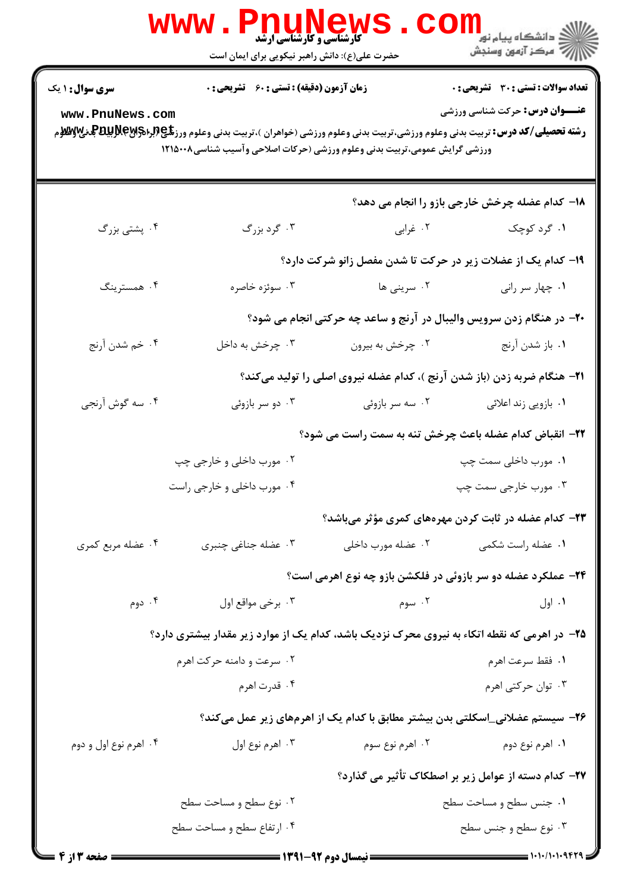۱۸- کدام عضله چرخش خارجی بازو را انجام می دهد؟

۱. گرد کوچک
۲. غرابی
۳. گرد بزرگ
۴. پشتی بزرگ

۱۹- کدام یک از عضلات زیر در حرکت تا شدن مفصل زانو شرکت دارد؟

۱. چهار سر رانی
۲. سرینی ها
۳. سوئزه خاصره
۴. همسترینگ

۲۰- در هنگام زدن سرویس والیبال در آرنج و ساعد چه حرکتی انجام می شود؟

۱. باز شدن آرنج
۲. چرخش به بیرون
۳. چرخش به داخل
۴. خم شدن آرنج

۲۱- هنگام ضربه زدن (باز شدن آرنج )، کدام عضله نیروی اصلی را تولید می‌کند؟

۱. بازویی زند اعلائی
۲. سه سر بازوئی
۳. دو سر بازوئی
۴. سه گوش آرنجی

۲۲- انقباض کدام عضله باعث چرخش تنه به سمت راست می شود؟

۱. مورب داخلی سمت چپ
۲. مورب داخلی و خارجی چپ
۳. مورب خارجی سمت چپ
۴. مورب داخلی و خارجی راست

۲۳- کدام عضله در ثابت کردن مهره‌های کمری مؤثر می‌باشد؟

۱. عضله راست شکمی
۲. عضله مورب داخلی
۳. عضله جناغی چنبری
۴. عضله مربع کمری

۲۴- عملکرد عضله دو سر بازوئی در فلکشن بازو چه نوع اهرمی است؟

۱. اول
۲. سوم
۳. برخی مواقع اول
۴. دوم

۲۵- در اهرمی که نقطه اتکاء به نیروی محرک نزدیک باشد، کدام یک از موارد زیر مقدار بیشتری دارد؟

۱. فقط سرعت اهرم
۲. سرعت و دامنه حرکت اهرم
۳. توان حرکتی اهرم
۴. قدرت اهرم

۲۶- سیستم عضلانی_اسکلتی بدن بیشتر مطابق با کدام یک از اهرم‌های زیر عمل می‌کند؟

۱. اهرم نوع دوم
۲. اهرم نوع سوم
۳. اهرم نوع اول
۴. اهرم نوع اول و دوم

۲۷- کدام دسته از عوامل زیر بر اصطکاک تأثیر می گذارد؟

۱. جنس سطح و مساحت سطح
۲. نوع سطح و مساحت سطح
۳. نوع سطح و جنس سطح
۴. ارتفاع سطح و مساحت سطح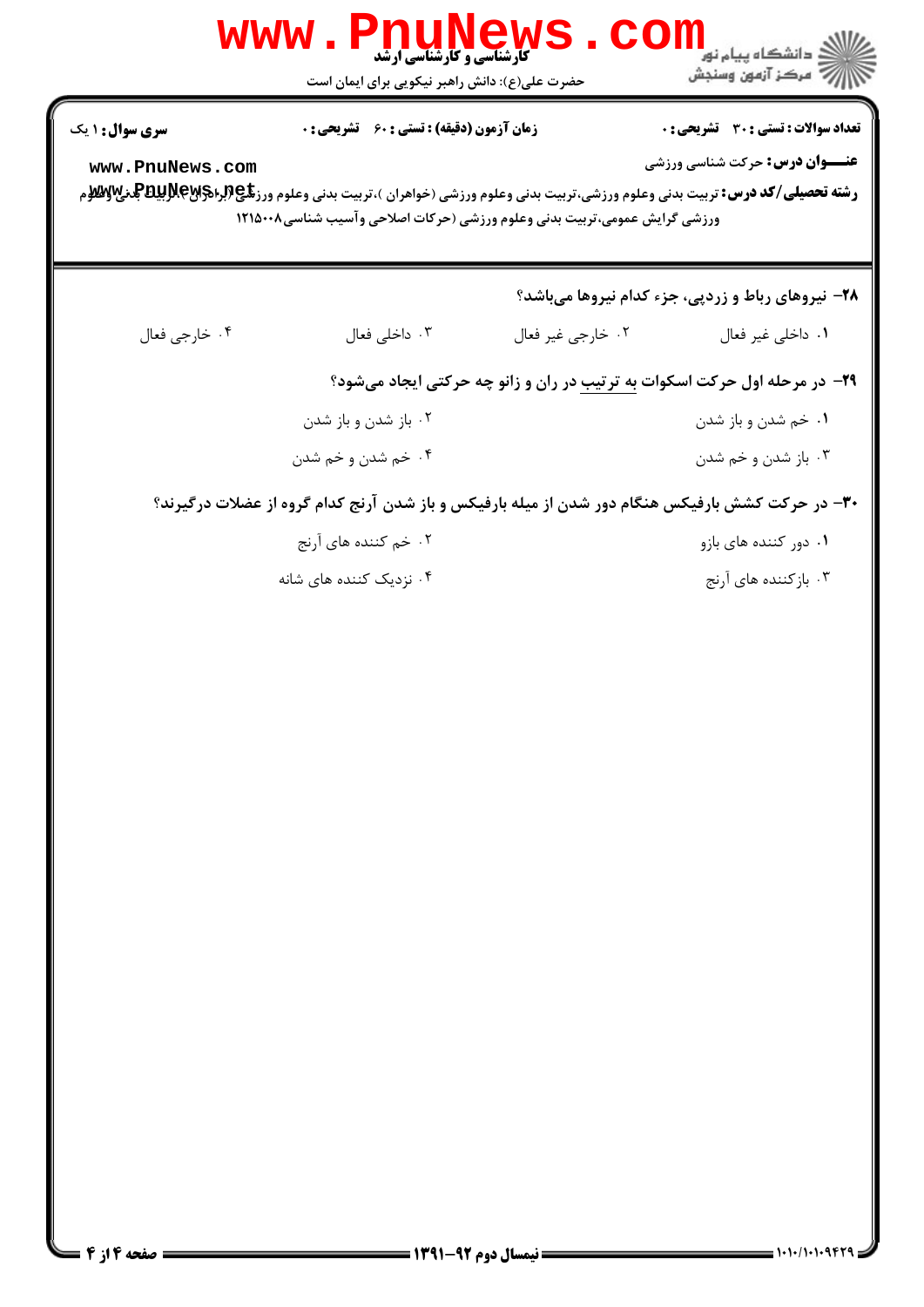۲۸- نیروهای رباط و زردپی، جزء کدام نیروها می‌باشد؟

۱. داخلی غیر فعال
۲. خارجی غیر فعال
۳. داخلی فعال
۴. خارجی فعال

۲۹- در مرحله اول حرکت اسکوات به ترتیب در ران و زانو چه حرکتی ایجاد می‌شود؟

۱. خم شدن و باز شدن
۲. باز شدن و باز شدن
۳. باز شدن و خم شدن
۴. خم شدن و خم شدن

۳۰- در حرکت کشش بارفیکس هنگام دور شدن از میله بارفیکس و باز شدن آرنج کدام گروه از عضلات درگیرند؟

۱. دور کننده های بازو
۲. خم کننده های آرنج
۳. بازکننده های آرنج
۴. نزدیک کننده های شانه